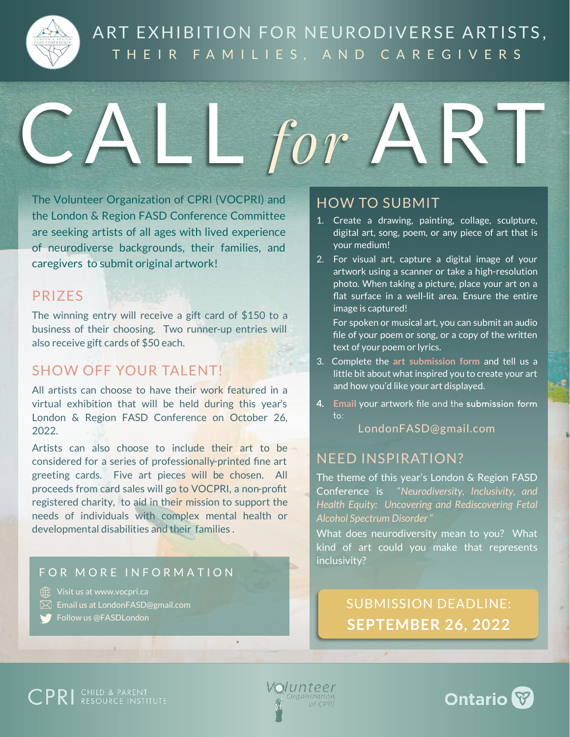# ART EXHIBITION FOR NEURODIVERSE ARTISTS, THEIR FAMILIES, AND CAREGIVERS

# CALL *for* ART

The Volunteer Organization of CPRI (VOCPRI) and the London & Region FASD Conference Committee are seeking artists of all ages with lived experience of neurodiverse backgrounds, their families, and caregivers to submit original artwork!

## PRIZES

The winning entry will receive a gift card of $150 to a business of their choosing. Two runner-up entries will also receive gift cards of $50 each.

## SHOW OFF YOUR TALENT!

All artists can choose to have their work featured in a virtual exhibition that will be held during this year's London & Region FASD Conference on October 26, 2022.

Artists can also choose to include their art to be considered for a series of professionally-printed fine art greeting cards. Five art pieces will be chosen. All proceeds from card sales will go to VOCPRI, a non-profit registered charity, to aid in their mission to support the needs of individuals with complex mental health or developmental disabilities and their families.

### FOR MORE INFORMATION

- Visit us at www.vocpri.ca
- Email us at LondonFASD@gmail.com
- Follow us @FASDLondon

## HOW TO SUBMIT

1. Create a drawing, painting, collage, sculpture, digital art, song, poem, or any piece of art that is your medium!
2. For visual art, capture a digital image of your artwork using a scanner or take a high-resolution photo. When taking a picture, place your art on a flat surface in a well-lit area. Ensure the entire image is captured!

   For spoken or musical art, you can submit an audio file of your poem or song, or a copy of the written text of your poem or lyrics.
3. Complete the **art submission form** and tell us a little bit about what inspired you to create your art and how you'd like your art displayed.
4. **Email** your artwork file and the submission form to:

   LondonFASD@gmail.com

## NEED INSPIRATION?

The theme of this year's London & Region FASD Conference is *"Neurodiversity, Inclusivity, and Health Equity: Uncovering and Rediscovering Fetal Alcohol Spectrum Disorder"*

What does neurodiversity mean to you? What kind of art could you make that represents inclusivity?

**SUBMISSION DEADLINE: SEPTEMBER 26, 2022**

CPRI CHILD & PARENT RESOURCE INSTITUTE

Volunteer Organization of CPRI

Ontario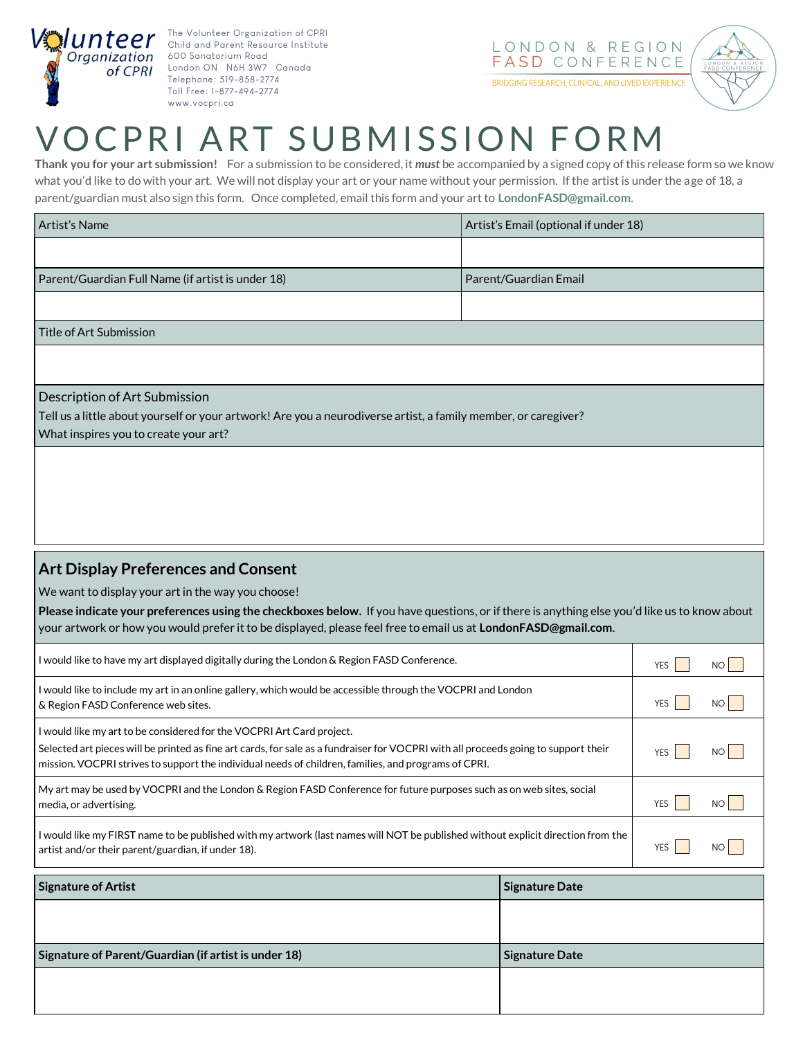The Volunteer Organization of CPRI
Child and Parent Resource Institute
600 Sanatorium Road
London ON N6H 3W7 Canada
Telephone: 519-858-2774
Toll Free: 1-877-494-2774
www.vocpri.ca

LONDON & REGION FASD CONFERENCE
BRIDGING RESEARCH, CLINICAL, AND LIVED EXPERIENCE

# VOCPRI ART SUBMISSION FORM

**Thank you for your art submission!** For a submission to be considered, it ***must*** be accompanied by a signed copy of this release form so we know what you'd like to do with your art. We will not display your art or your name without your permission. If the artist is under the age of 18, a parent/guardian must also sign this form. Once completed, email this form and your art to **LondonFASD@gmail.com**.

| Artist's Name | Artist's Email (optional if under 18) |
|---|---|
| | |
| **Parent/Guardian Full Name (if artist is under 18)** | **Parent/Guardian Email** |
| | |

| Title of Art Submission |
|---|
| |

| Description of Art Submission<br>Tell us a little about yourself or your artwork! Are you a neurodiverse artist, a family member, or caregiver?<br>What inspires you to create your art? |
|---|
| |

## Art Display Preferences and Consent

We want to display your art in the way you choose!

**Please indicate your preferences using the checkboxes below.** If you have questions, or if there is anything else you'd like us to know about your artwork or how you would prefer it to be displayed, please feel free to email us at **LondonFASD@gmail.com**.

| | |
|---|---|
| I would like to have my art displayed digitally during the London & Region FASD Conference. | YES ☐ NO ☐ |
| I would like to include my art in an online gallery, which would be accessible through the VOCPRI and London & Region FASD Conference web sites. | YES ☐ NO ☐ |
| I would like my art to be considered for the VOCPRI Art Card project.<br>Selected art pieces will be printed as fine art cards, for sale as a fundraiser for VOCPRI with all proceeds going to support their mission. VOCPRI strives to support the individual needs of children, families, and programs of CPRI. | YES ☐ NO ☐ |
| My art may be used by VOCPRI and the London & Region FASD Conference for future purposes such as on web sites, social media, or advertising. | YES ☐ NO ☐ |
| I would like my FIRST name to be published with my artwork (last names will NOT be published without explicit direction from the artist and/or their parent/guardian, if under 18). | YES ☐ NO ☐ |

| **Signature of Artist** | **Signature Date** |
|---|---|
| | |
| **Signature of Parent/Guardian (if artist is under 18)** | **Signature Date** |
| | |